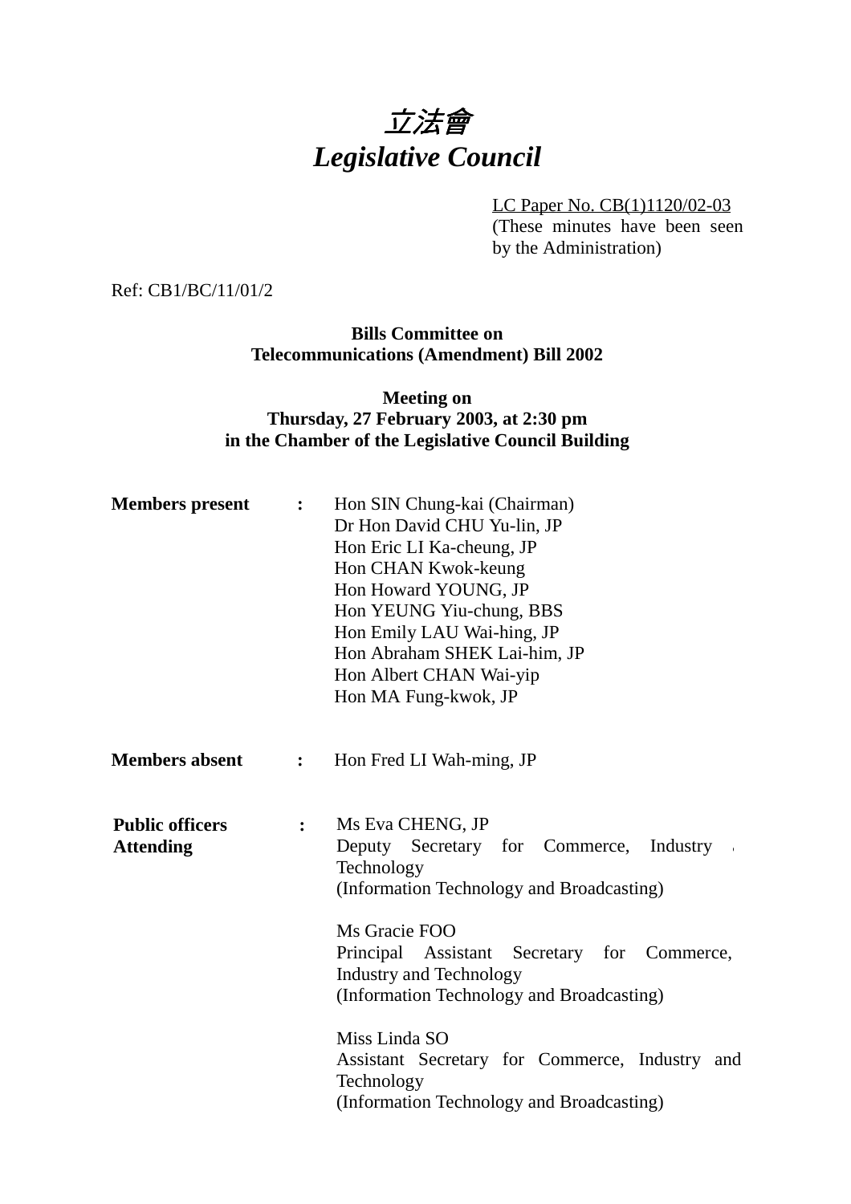# 立法會
# *Legislative Council*

LC Paper No. CB(1)1120/02-03
(These minutes have been seen by the Administration)

Ref: CB1/BC/11/01/2

**Bills Committee on Telecommunications (Amendment) Bill 2002**

**Meeting on Thursday, 27 February 2003, at 2:30 pm in the Chamber of the Legislative Council Building**

**Members present** : Hon SIN Chung-kai (Chairman)
Dr Hon David CHU Yu-lin, JP
Hon Eric LI Ka-cheung, JP
Hon CHAN Kwok-keung
Hon Howard YOUNG, JP
Hon YEUNG Yiu-chung, BBS
Hon Emily LAU Wai-hing, JP
Hon Abraham SHEK Lai-him, JP
Hon Albert CHAN Wai-yip
Hon MA Fung-kwok, JP

**Members absent** : Hon Fred LI Wah-ming, JP

**Public officers Attending** : Ms Eva CHENG, JP
Deputy Secretary for Commerce, Industry and Technology
(Information Technology and Broadcasting)

Ms Gracie FOO
Principal Assistant Secretary for Commerce, Industry and Technology
(Information Technology and Broadcasting)

Miss Linda SO
Assistant Secretary for Commerce, Industry and Technology
(Information Technology and Broadcasting)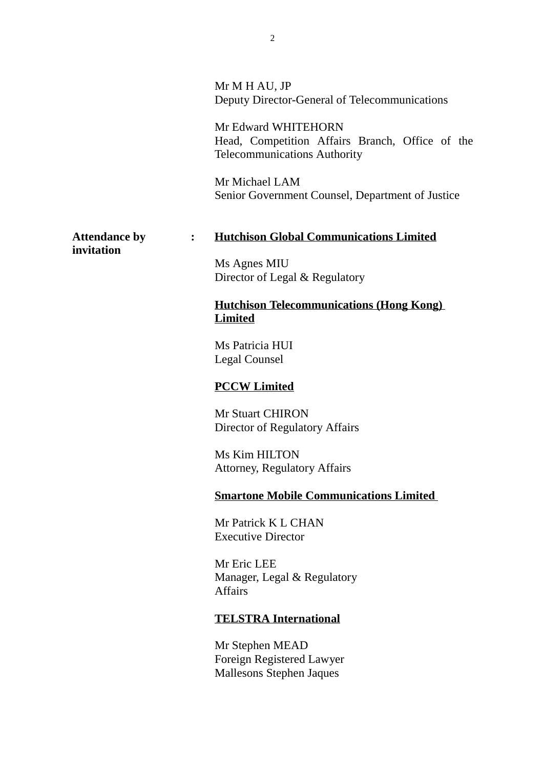Mr M H AU, JP
Deputy Director-General of Telecommunications

Mr Edward WHITEHORN
Head, Competition Affairs Branch, Office of the Telecommunications Authority

Mr Michael LAM
Senior Government Counsel, Department of Justice

**Attendance by invitation** :

**<u>Hutchison Global Communications Limited</u>**

Ms Agnes MIU
Director of Legal & Regulatory

**<u>Hutchison Telecommunications (Hong Kong) Limited</u>**

Ms Patricia HUI
Legal Counsel

**<u>PCCW Limited</u>**

Mr Stuart CHIRON
Director of Regulatory Affairs

Ms Kim HILTON
Attorney, Regulatory Affairs

**<u>Smartone Mobile Communications Limited</u>**

Mr Patrick K L CHAN
Executive Director

Mr Eric LEE
Manager, Legal & Regulatory Affairs

**<u>TELSTRA International</u>**

Mr Stephen MEAD
Foreign Registered Lawyer
Mallesons Stephen Jaques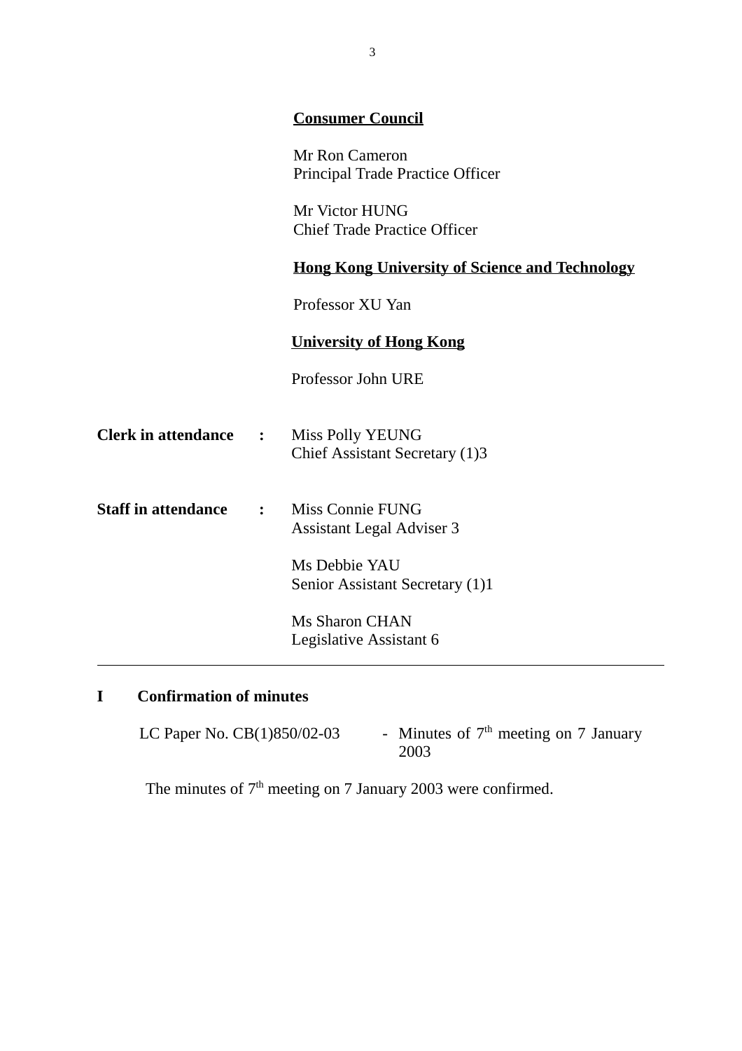**Consumer Council**

Mr Ron Cameron
Principal Trade Practice Officer

Mr Victor HUNG
Chief Trade Practice Officer

**Hong Kong University of Science and Technology**

Professor XU Yan

**University of Hong Kong**

Professor John URE

**Clerk in attendance :** Miss Polly YEUNG
Chief Assistant Secretary (1)3

**Staff in attendance :** Miss Connie FUNG
Assistant Legal Adviser 3

Ms Debbie YAU
Senior Assistant Secretary (1)1

Ms Sharon CHAN
Legislative Assistant 6

---

## I Confirmation of minutes

LC Paper No. CB(1)850/02-03 - Minutes of 7th meeting on 7 January 2003

The minutes of 7th meeting on 7 January 2003 were confirmed.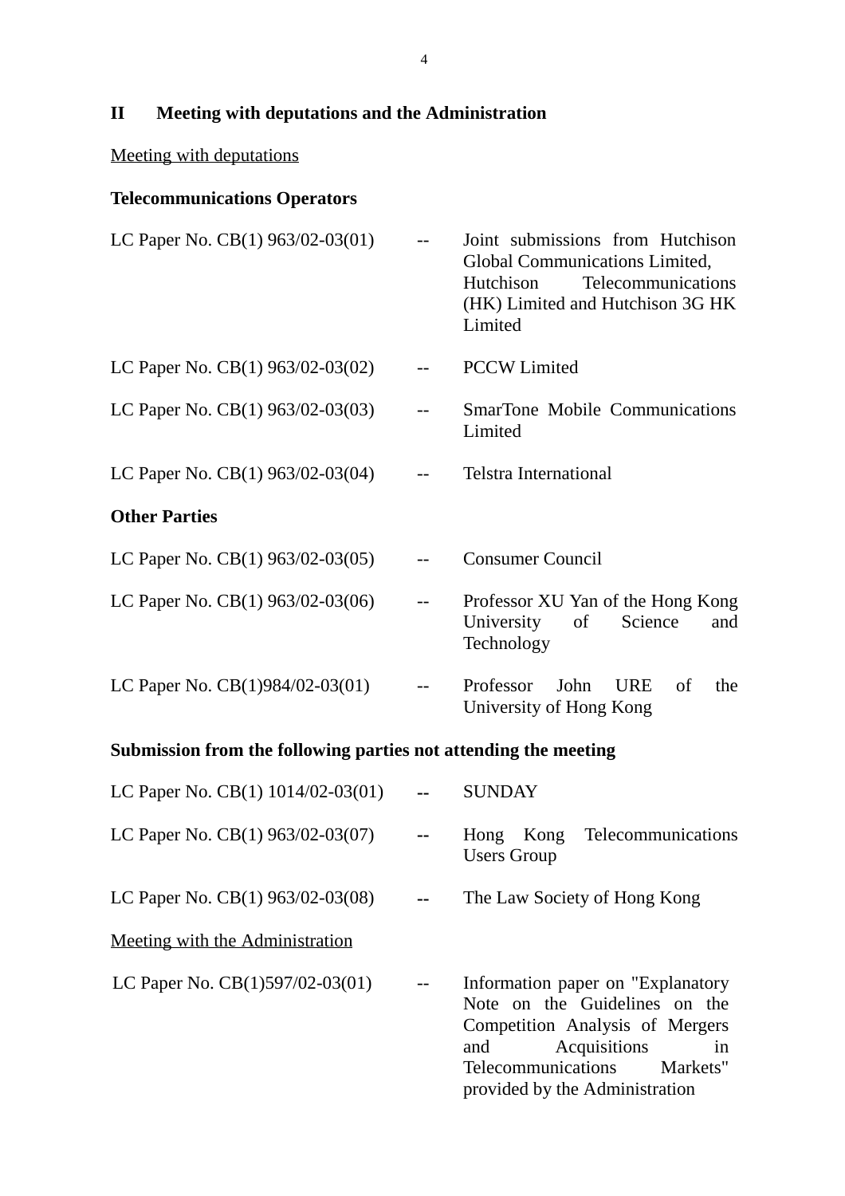## II Meeting with deputations and the Administration

<u>Meeting with deputations</u>

**Telecommunications Operators**

| | | |
|---|---|---|
| LC Paper No. CB(1) 963/02-03(01) | -- | Joint submissions from Hutchison Global Communications Limited, Hutchison Telecommunications (HK) Limited and Hutchison 3G HK Limited |
| LC Paper No. CB(1) 963/02-03(02) | -- | PCCW Limited |
| LC Paper No. CB(1) 963/02-03(03) | -- | SmarTone Mobile Communications Limited |
| LC Paper No. CB(1) 963/02-03(04) | -- | Telstra International |

**Other Parties**

| | | |
|---|---|---|
| LC Paper No. CB(1) 963/02-03(05) | -- | Consumer Council |
| LC Paper No. CB(1) 963/02-03(06) | -- | Professor XU Yan of the Hong Kong University of Science and Technology |
| LC Paper No. CB(1)984/02-03(01) | -- | Professor John URE of the University of Hong Kong |

**Submission from the following parties not attending the meeting**

| | | |
|---|---|---|
| LC Paper No. CB(1) 1014/02-03(01) | -- | SUNDAY |
| LC Paper No. CB(1) 963/02-03(07) | -- | Hong Kong Telecommunications Users Group |
| LC Paper No. CB(1) 963/02-03(08) | -- | The Law Society of Hong Kong |

<u>Meeting with the Administration</u>

| | | |
|---|---|---|
| LC Paper No. CB(1)597/02-03(01) | -- | Information paper on "Explanatory Note on the Guidelines on the Competition Analysis of Mergers and Acquisitions in Telecommunications Markets" provided by the Administration |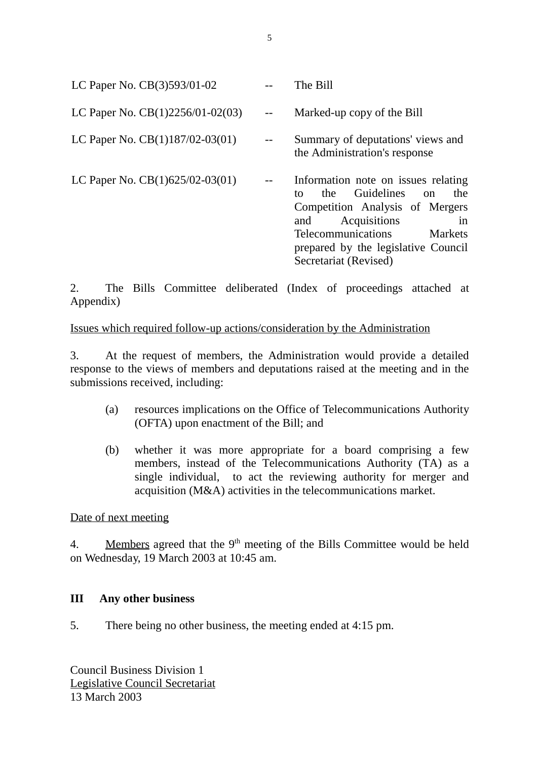| | | |
|---|---|---|
| LC Paper No. CB(3)593/01-02 | -- | The Bill |
| LC Paper No. CB(1)2256/01-02(03) | -- | Marked-up copy of the Bill |
| LC Paper No. CB(1)187/02-03(01) | -- | Summary of deputations' views and the Administration's response |
| LC Paper No. CB(1)625/02-03(01) | -- | Information note on issues relating to the Guidelines on the Competition Analysis of Mergers and Acquisitions in Telecommunications Markets prepared by the legislative Council Secretariat (Revised) |

2. The Bills Committee deliberated (Index of proceedings attached at Appendix)

Issues which required follow-up actions/consideration by the Administration

3. At the request of members, the Administration would provide a detailed response to the views of members and deputations raised at the meeting and in the submissions received, including:

(a) resources implications on the Office of Telecommunications Authority (OFTA) upon enactment of the Bill; and

(b) whether it was more appropriate for a board comprising a few members, instead of the Telecommunications Authority (TA) as a single individual, to act the reviewing authority for merger and acquisition (M&A) activities in the telecommunications market.

Date of next meeting

4. Members agreed that the 9th meeting of the Bills Committee would be held on Wednesday, 19 March 2003 at 10:45 am.

**III Any other business**

5. There being no other business, the meeting ended at 4:15 pm.

Council Business Division 1
Legislative Council Secretariat
13 March 2003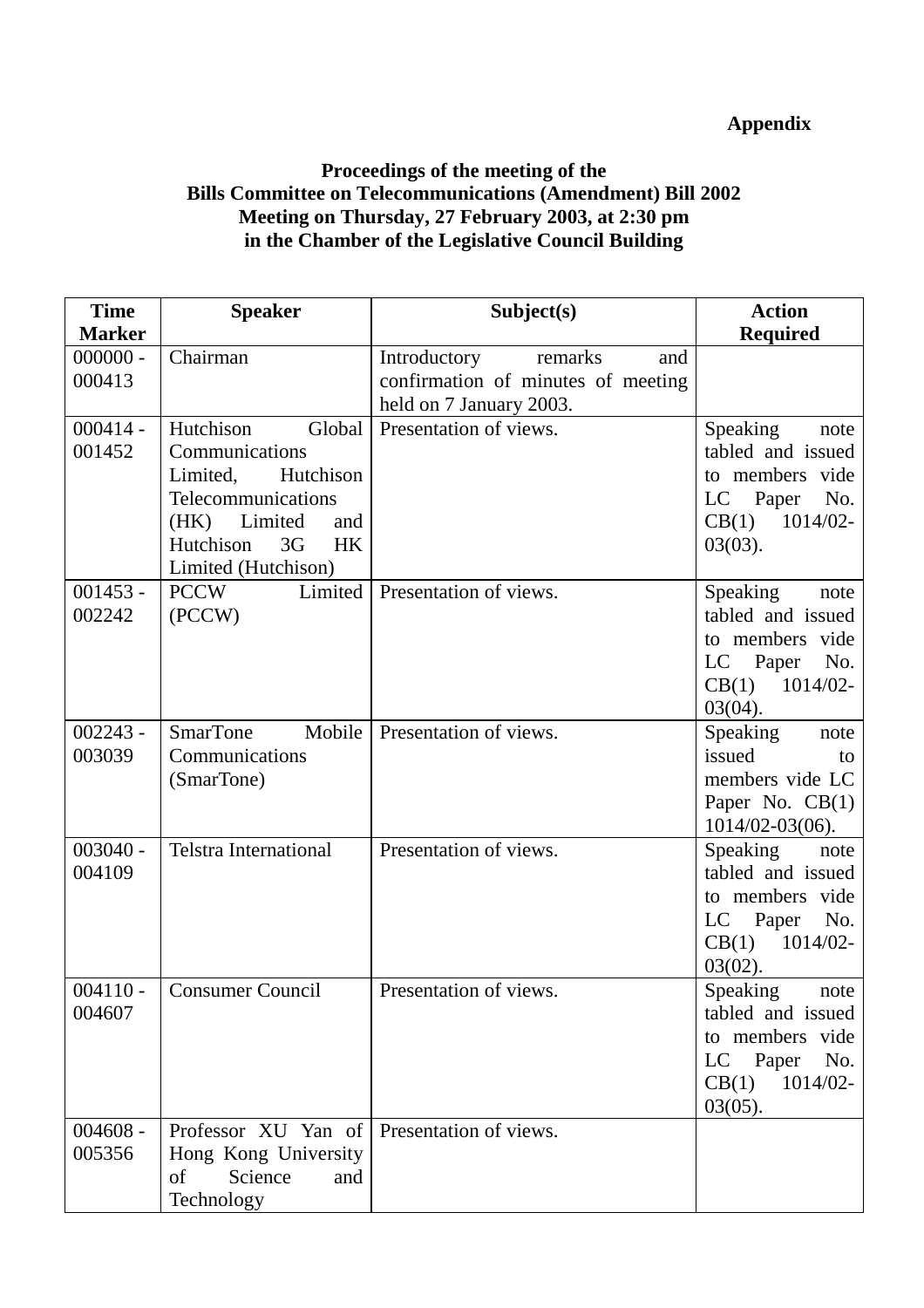**Appendix**

**Proceedings of the meeting of the**
**Bills Committee on Telecommunications (Amendment) Bill 2002**
**Meeting on Thursday, 27 February 2003, at 2:30 pm**
**in the Chamber of the Legislative Council Building**

| Time Marker | Speaker | Subject(s) | Action Required |
|---|---|---|---|
| 000000 - 000413 | Chairman | Introductory remarks and confirmation of minutes of meeting held on 7 January 2003. | |
| 000414 - 001452 | Hutchison Global Communications Limited, Hutchison Telecommunications (HK) Limited and Hutchison 3G HK Limited (Hutchison) | Presentation of views. | Speaking note tabled and issued to members vide LC Paper No. CB(1) 1014/02-03(03). |
| 001453 - 002242 | PCCW Limited (PCCW) | Presentation of views. | Speaking note tabled and issued to members vide LC Paper No. CB(1) 1014/02-03(04). |
| 002243 - 003039 | SmarTone Mobile Communications (SmarTone) | Presentation of views. | Speaking note issued to members vide LC Paper No. CB(1) 1014/02-03(06). |
| 003040 - 004109 | Telstra International | Presentation of views. | Speaking note tabled and issued to members vide LC Paper No. CB(1) 1014/02-03(02). |
| 004110 - 004607 | Consumer Council | Presentation of views. | Speaking note tabled and issued to members vide LC Paper No. CB(1) 1014/02-03(05). |
| 004608 - 005356 | Professor XU Yan of Hong Kong University of Science and Technology | Presentation of views. | |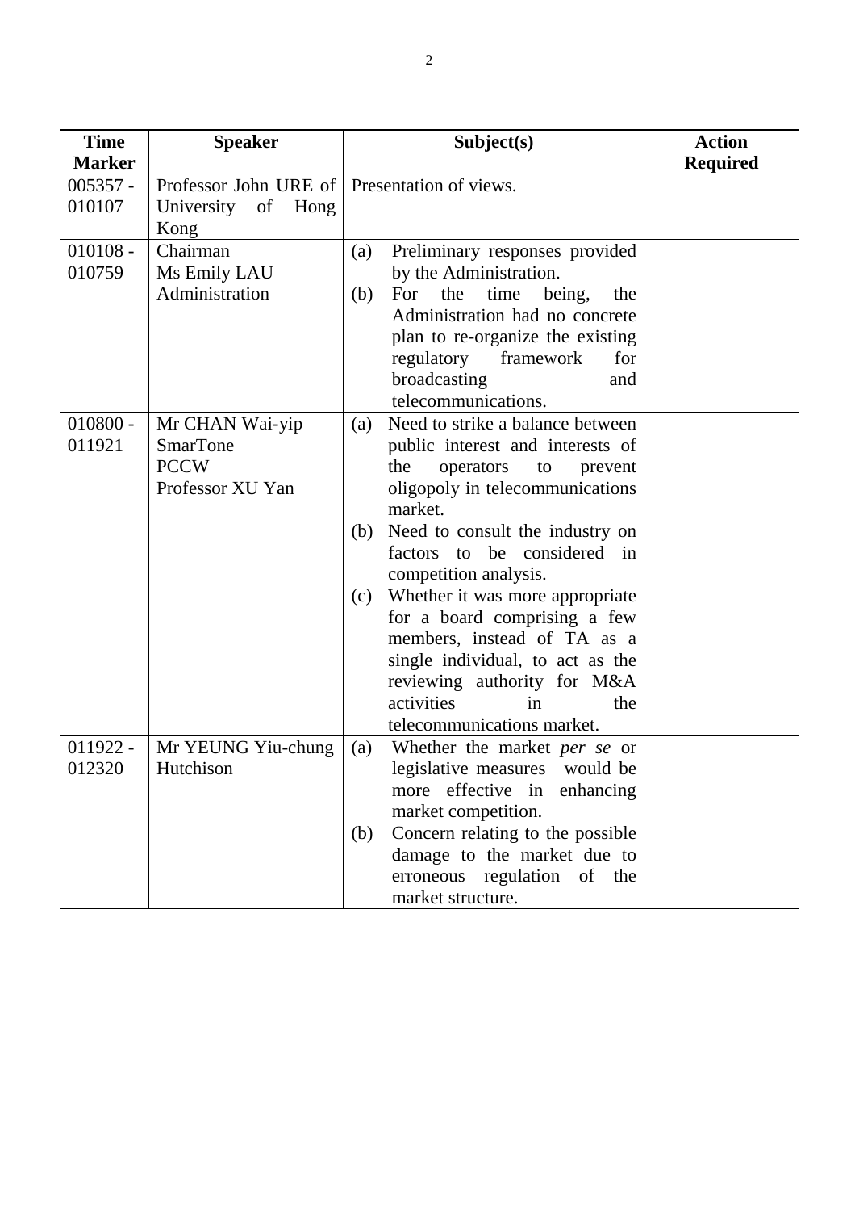| Time Marker | Speaker | Subject(s) | Action Required |
|---|---|---|---|
| 005357 - 010107 | Professor John URE of University of Hong Kong | Presentation of views. | |
| 010108 - 010759 | Chairman<br>Ms Emily LAU<br>Administration | (a) Preliminary responses provided by the Administration.<br>(b) For the time being, the Administration had no concrete plan to re-organize the existing regulatory framework for broadcasting and telecommunications. | |
| 010800 - 011921 | Mr CHAN Wai-yip<br>SmarTone<br>PCCW<br>Professor XU Yan | (a) Need to strike a balance between public interest and interests of the operators to prevent oligopoly in telecommunications market.<br>(b) Need to consult the industry on factors to be considered in competition analysis.<br>(c) Whether it was more appropriate for a board comprising a few members, instead of TA as a single individual, to act as the reviewing authority for M&A activities in the telecommunications market. | |
| 011922 - 012320 | Mr YEUNG Yiu-chung<br>Hutchison | (a) Whether the market *per se* or legislative measures would be more effective in enhancing market competition.<br>(b) Concern relating to the possible damage to the market due to erroneous regulation of the market structure. | |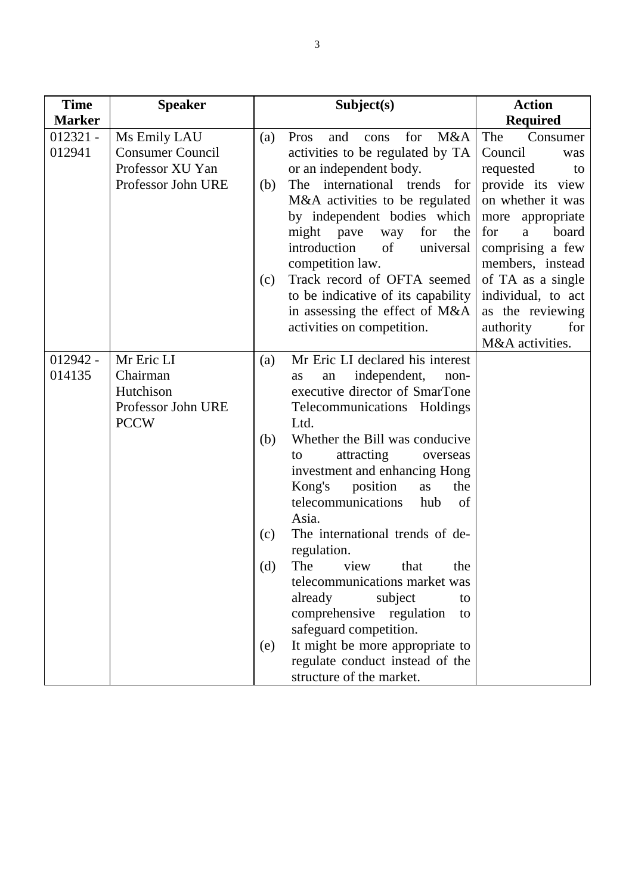| Time Marker | Speaker | Subject(s) | Action Required |
|---|---|---|---|
| 012321 - 012941 | Ms Emily LAU<br>Consumer Council<br>Professor XU Yan<br>Professor John URE | (a) Pros and cons for M&A activities to be regulated by TA or an independent body.<br>(b) The international trends for M&A activities to be regulated by independent bodies which might pave way for the introduction of universal competition law.<br>(c) Track record of OFTA seemed to be indicative of its capability in assessing the effect of M&A activities on competition. | The Consumer Council was requested to provide its view on whether it was more appropriate for a board comprising a few members, instead of TA as a single individual, to act as the reviewing authority for M&A activities. |
| 012942 - 014135 | Mr Eric LI<br>Chairman<br>Hutchison<br>Professor John URE<br>PCCW | (a) Mr Eric LI declared his interest as an independent, non-executive director of SmarTone Telecommunications Holdings Ltd.<br>(b) Whether the Bill was conducive to attracting overseas investment and enhancing Hong Kong's position as the telecommunications hub of Asia.<br>(c) The international trends of de-regulation.<br>(d) The view that the telecommunications market was already subject to comprehensive regulation to safeguard competition.<br>(e) It might be more appropriate to regulate conduct instead of the structure of the market. | |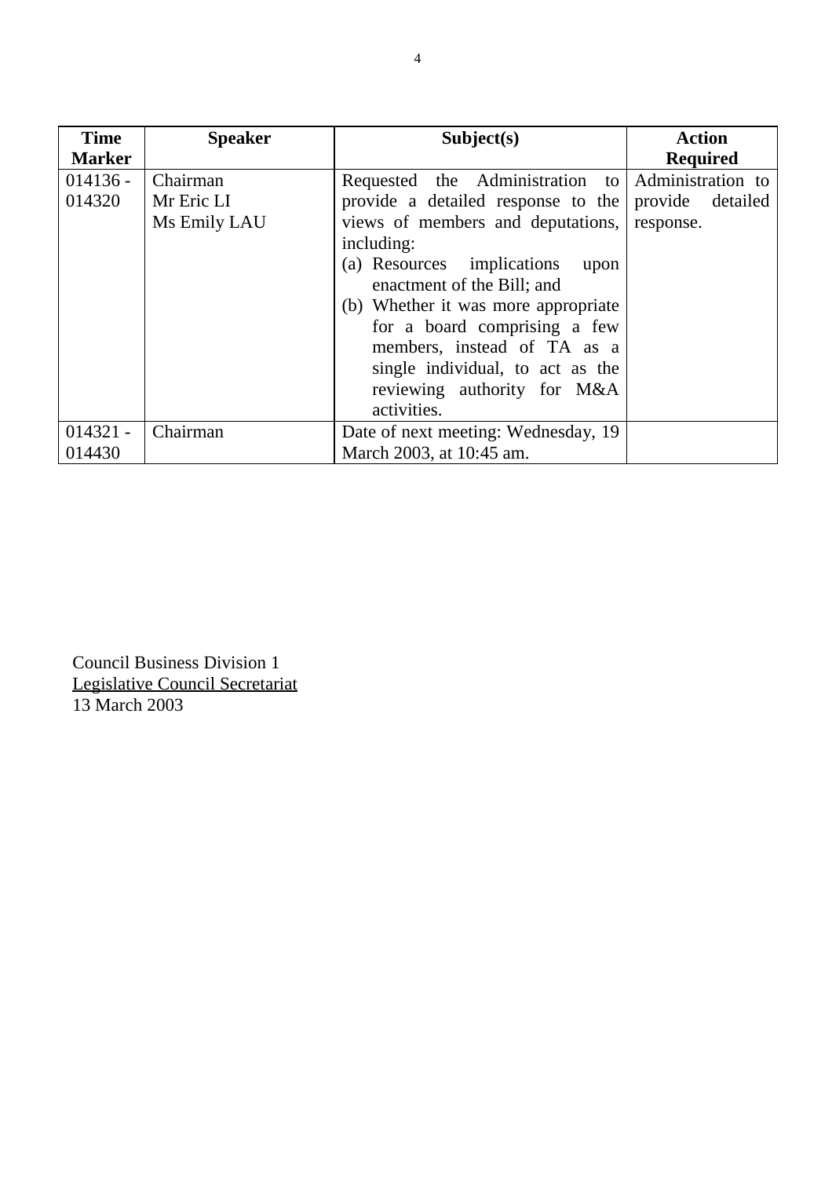| Time Marker | Speaker | Subject(s) | Action Required |
|---|---|---|---|
| 014136 - 014320 | Chairman<br>Mr Eric LI<br>Ms Emily LAU | Requested the Administration to provide a detailed response to the views of members and deputations, including:<br>(a) Resources implications upon enactment of the Bill; and<br>(b) Whether it was more appropriate for a board comprising a few members, instead of TA as a single individual, to act as the reviewing authority for M&A activities. | Administration to provide detailed response. |
| 014321 - 014430 | Chairman | Date of next meeting: Wednesday, 19 March 2003, at 10:45 am. | |

Council Business Division 1
Legislative Council Secretariat
13 March 2003